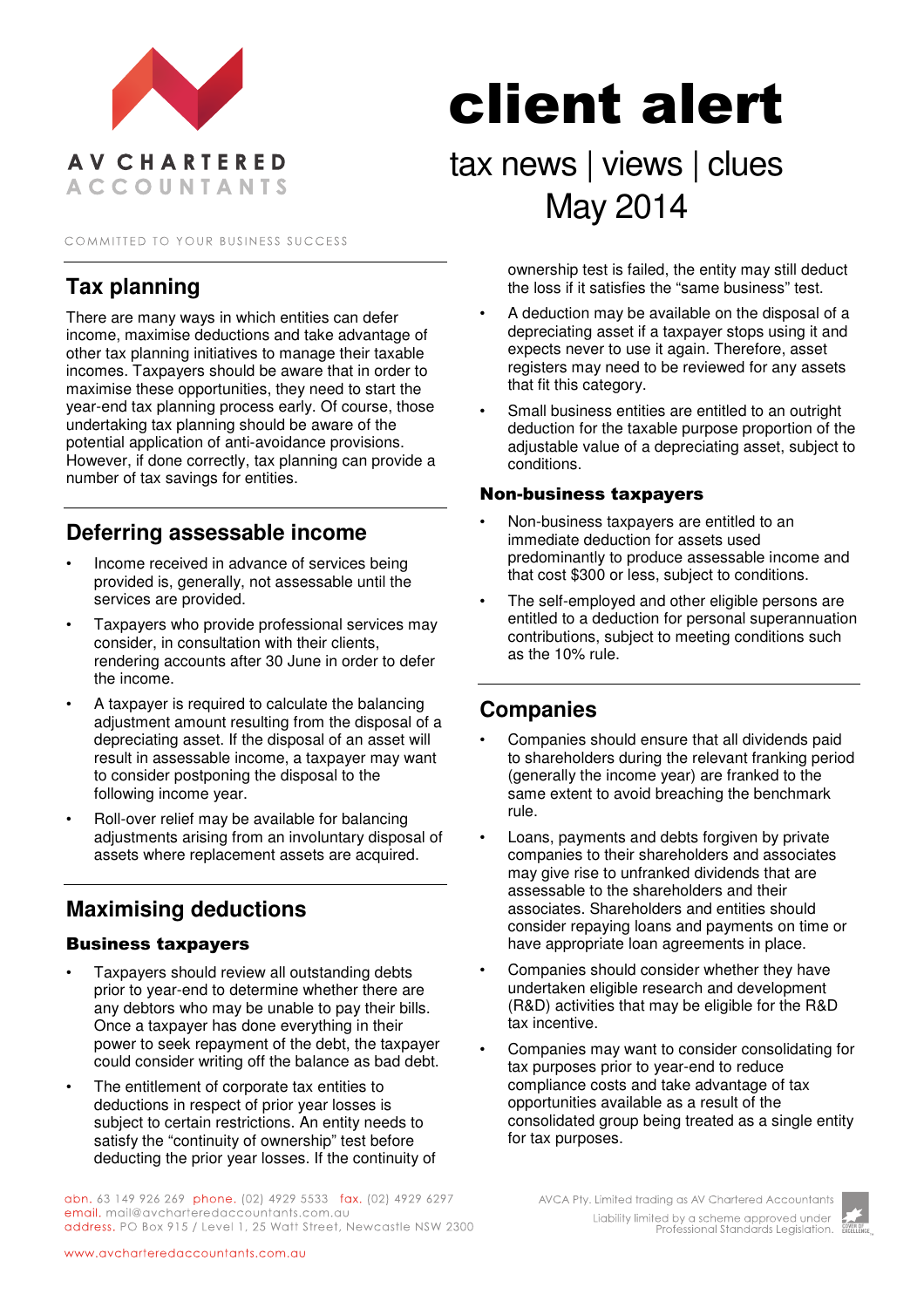# client alert

tax news | views | clues
May 2014

AV CHARTERED ACCOUNTANTS

COMMITTED TO YOUR BUSINESS SUCCESS

## Tax planning

There are many ways in which entities can defer income, maximise deductions and take advantage of other tax planning initiatives to manage their taxable incomes. Taxpayers should be aware that in order to maximise these opportunities, they need to start the year-end tax planning process early. Of course, those undertaking tax planning should be aware of the potential application of anti-avoidance provisions. However, if done correctly, tax planning can provide a number of tax savings for entities.

## Deferring assessable income

- Income received in advance of services being provided is, generally, not assessable until the services are provided.
- Taxpayers who provide professional services may consider, in consultation with their clients, rendering accounts after 30 June in order to defer the income.
- A taxpayer is required to calculate the balancing adjustment amount resulting from the disposal of a depreciating asset. If the disposal of an asset will result in assessable income, a taxpayer may want to consider postponing the disposal to the following income year.
- Roll-over relief may be available for balancing adjustments arising from an involuntary disposal of assets where replacement assets are acquired.

## Maximising deductions

### Business taxpayers

- Taxpayers should review all outstanding debts prior to year-end to determine whether there are any debtors who may be unable to pay their bills. Once a taxpayer has done everything in their power to seek repayment of the debt, the taxpayer could consider writing off the balance as bad debt.
- The entitlement of corporate tax entities to deductions in respect of prior year losses is subject to certain restrictions. An entity needs to satisfy the "continuity of ownership" test before deducting the prior year losses. If the continuity of ownership test is failed, the entity may still deduct the loss if it satisfies the "same business" test.
- A deduction may be available on the disposal of a depreciating asset if a taxpayer stops using it and expects never to use it again. Therefore, asset registers may need to be reviewed for any assets that fit this category.
- Small business entities are entitled to an outright deduction for the taxable purpose proportion of the adjustable value of a depreciating asset, subject to conditions.

### Non-business taxpayers

- Non-business taxpayers are entitled to an immediate deduction for assets used predominantly to produce assessable income and that cost $300 or less, subject to conditions.
- The self-employed and other eligible persons are entitled to a deduction for personal superannuation contributions, subject to meeting conditions such as the 10% rule.

## Companies

- Companies should ensure that all dividends paid to shareholders during the relevant franking period (generally the income year) are franked to the same extent to avoid breaching the benchmark rule.
- Loans, payments and debts forgiven by private companies to their shareholders and associates may give rise to unfranked dividends that are assessable to the shareholders and their associates. Shareholders and associates should consider repaying loans and payments on time or have appropriate loan agreements in place.
- Companies should consider whether they have undertaken eligible research and development (R&D) activities that may be eligible for the R&D tax incentive.
- Companies may want to consider consolidating for tax purposes prior to year-end to reduce compliance costs and take advantage of tax opportunities available as a result of the consolidated group being treated as a single entity for tax purposes.

abn. 63 149 926 269 phone. (02) 4929 5533 fax. (02) 4929 6297
email. mail@avcharteredaccountants.com.au
address. PO Box 915 / Level 1, 25 Watt Street, Newcastle NSW 2300

AVCA Pty. Limited trading as AV Chartered Accountants
Liability limited by a scheme approved under Professional Standards Legislation.

www.avcharteredaccountants.com.au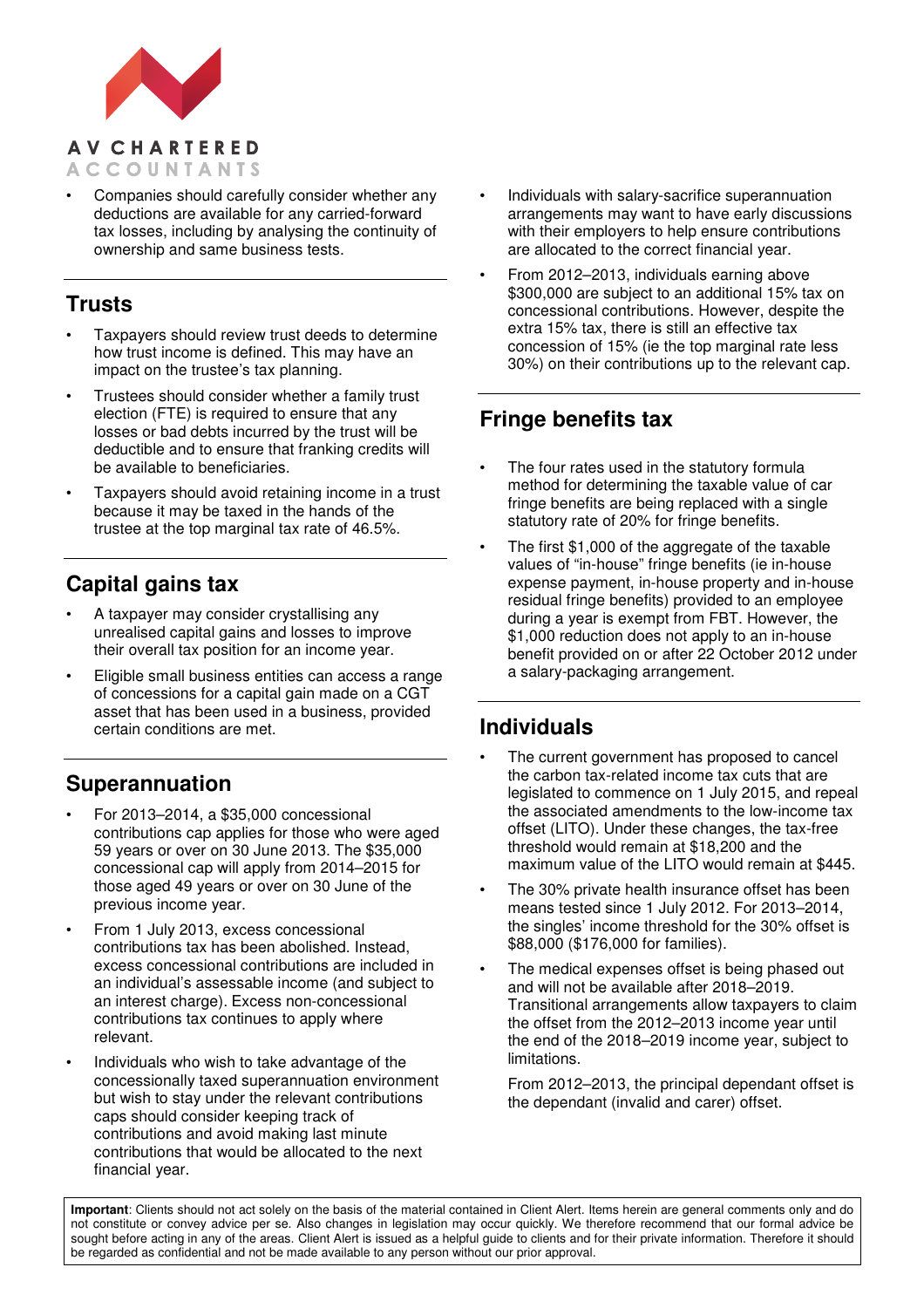AV CHARTERED ACCOUNTANTS

- Companies should carefully consider whether any deductions are available for any carried-forward tax losses, including by analysing the continuity of ownership and same business tests.

## Trusts

- Taxpayers should review trust deeds to determine how trust income is defined. This may have an impact on the trustee's tax planning.
- Trustees should consider whether a family trust election (FTE) is required to ensure that any losses or bad debts incurred by the trust will be deductible and to ensure that franking credits will be available to beneficiaries.
- Taxpayers should avoid retaining income in a trust because it may be taxed in the hands of the trustee at the top marginal tax rate of 46.5%.

## Capital gains tax

- A taxpayer may consider crystallising any unrealised capital gains and losses to improve their overall tax position for an income year.
- Eligible small business entities can access a range of concessions for a capital gain made on a CGT asset that has been used in a business, provided certain conditions are met.

## Superannuation

- For 2013–2014, a $35,000 concessional contributions cap applies for those who were aged 59 years or over on 30 June 2013. The $35,000 concessional cap will apply from 2014–2015 for those aged 49 years or over on 30 June of the previous income year.
- From 1 July 2013, excess concessional contributions tax has been abolished. Instead, excess concessional contributions are included in an individual's assessable income (and subject to an interest charge). Excess non-concessional contributions tax continues to apply where relevant.
- Individuals who wish to take advantage of the concessionally taxed superannuation environment but wish to stay under the relevant contributions caps should consider keeping track of contributions and avoid making last minute contributions that would be allocated to the next financial year.
- Individuals with salary-sacrifice superannuation arrangements may want to have early discussions with their employers to help ensure contributions are allocated to the correct financial year.
- From 2012–2013, individuals earning above $300,000 are subject to an additional 15% tax on concessional contributions. However, despite the extra 15% tax, there is still an effective tax concession of 15% (ie the top marginal rate less 30%) on their contributions up to the relevant cap.

## Fringe benefits tax

- The four rates used in the statutory formula method for determining the taxable value of car fringe benefits are being replaced with a single statutory rate of 20% for fringe benefits.
- The first $1,000 of the aggregate of the taxable values of "in-house" fringe benefits (ie in-house expense payment, in-house property and in-house residual fringe benefits) provided to an employee during a year is exempt from FBT. However, the $1,000 reduction does not apply to an in-house benefit provided on or after 22 October 2012 under a salary-packaging arrangement.

## Individuals

- The current government has proposed to cancel the carbon tax-related income tax cuts that are legislated to commence on 1 July 2015, and repeal the associated amendments to the low-income tax offset (LITO). Under these changes, the tax-free threshold would remain at $18,200 and the maximum value of the LITO would remain at $445.
- The 30% private health insurance offset has been means tested since 1 July 2012. For 2013–2014, the singles' income threshold for the 30% offset is $88,000 ($176,000 for families).
- The medical expenses offset is being phased out and will not be available after 2018–2019. Transitional arrangements allow taxpayers to claim the offset from the 2012–2013 income year until the end of the 2018–2019 income year, subject to limitations.

  From 2012–2013, the principal dependant offset is the dependant (invalid and carer) offset.

**Important**: Clients should not act solely on the basis of the material contained in Client Alert. Items herein are general comments only and do not constitute or convey advice per se. Also changes in legislation may occur quickly. We therefore recommend that our formal advice be sought before acting in any of the areas. Client Alert is issued as a helpful guide to clients and for their private information. Therefore it should be regarded as confidential and not be made available to any person without our prior approval.